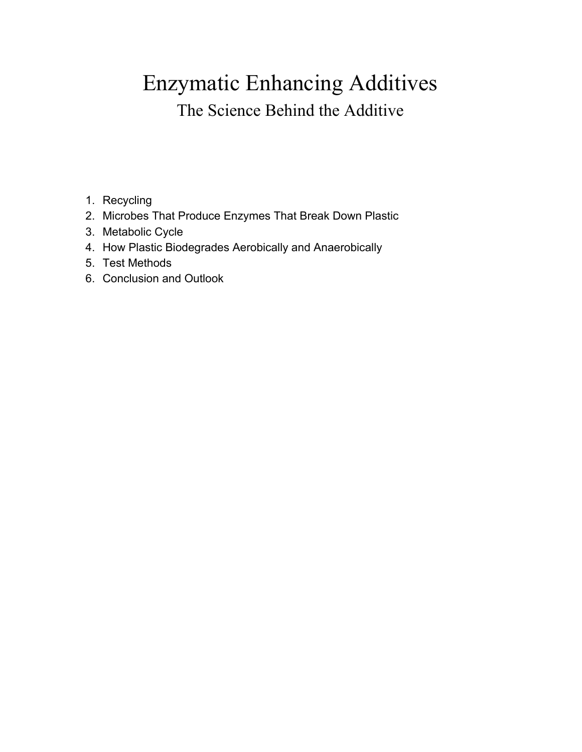# Enzymatic Enhancing Additives

## The Science Behind the Additive

1. Recycling
2. Microbes That Produce Enzymes That Break Down Plastic
3. Metabolic Cycle
4. How Plastic Biodegrades Aerobically and Anaerobically
5. Test Methods
6. Conclusion and Outlook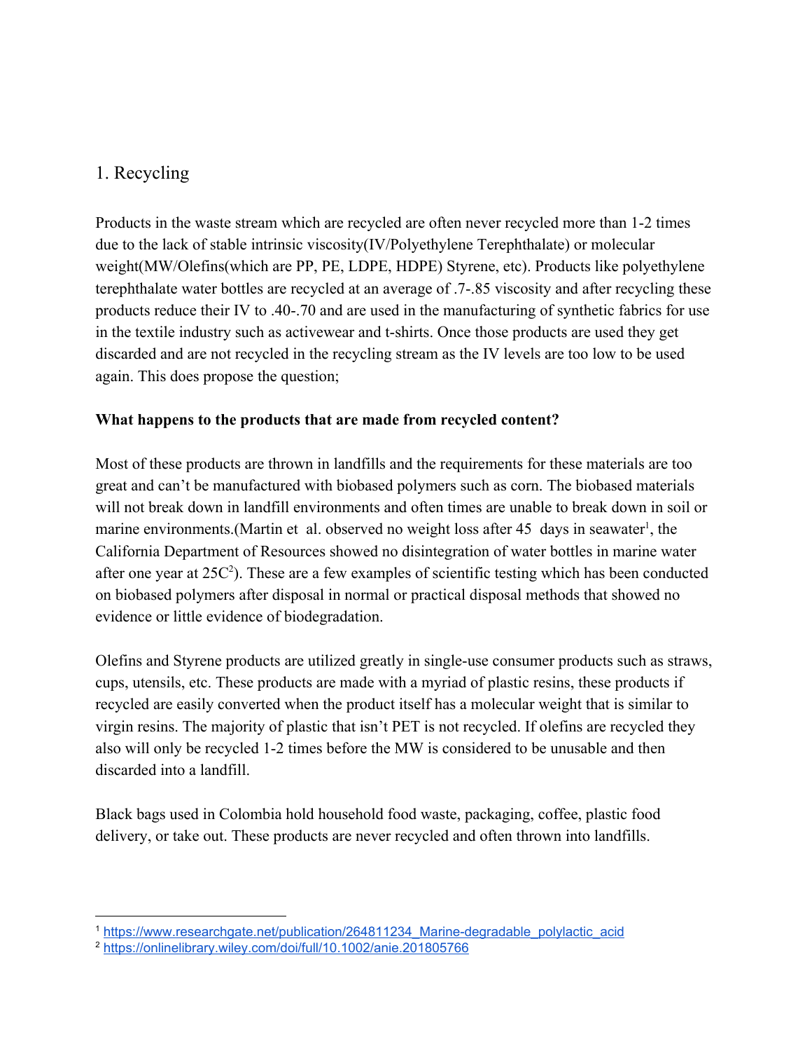## 1. Recycling

Products in the waste stream which are recycled are often never recycled more than 1-2 times due to the lack of stable intrinsic viscosity(IV/Polyethylene Terephthalate) or molecular weight(MW/Olefins(which are PP, PE, LDPE, HDPE) Styrene, etc). Products like polyethylene terephthalate water bottles are recycled at an average of .7-.85 viscosity and after recycling these products reduce their IV to .40-.70 and are used in the manufacturing of synthetic fabrics for use in the textile industry such as activewear and t-shirts. Once those products are used they get discarded and are not recycled in the recycling stream as the IV levels are too low to be used again. This does propose the question;

**What happens to the products that are made from recycled content?**

Most of these products are thrown in landfills and the requirements for these materials are too great and can't be manufactured with biobased polymers such as corn. The biobased materials will not break down in landfill environments and often times are unable to break down in soil or marine environments.(Martin et al. observed no weight loss after 45 days in seawater[1], the California Department of Resources showed no disintegration of water bottles in marine water after one year at 25C[2]). These are a few examples of scientific testing which has been conducted on biobased polymers after disposal in normal or practical disposal methods that showed no evidence or little evidence of biodegradation.

Olefins and Styrene products are utilized greatly in single-use consumer products such as straws, cups, utensils, etc. These products are made with a myriad of plastic resins, these products if recycled are easily converted when the product itself has a molecular weight that is similar to virgin resins. The majority of plastic that isn't PET is not recycled. If olefins are recycled they also will only be recycled 1-2 times before the MW is considered to be unusable and then discarded into a landfill.

Black bags used in Colombia hold household food waste, packaging, coffee, plastic food delivery, or take out. These products are never recycled and often thrown into landfills.

---

[1] https://www.researchgate.net/publication/264811234_Marine-degradable_polylactic_acid

[2] https://onlinelibrary.wiley.com/doi/full/10.1002/anie.201805766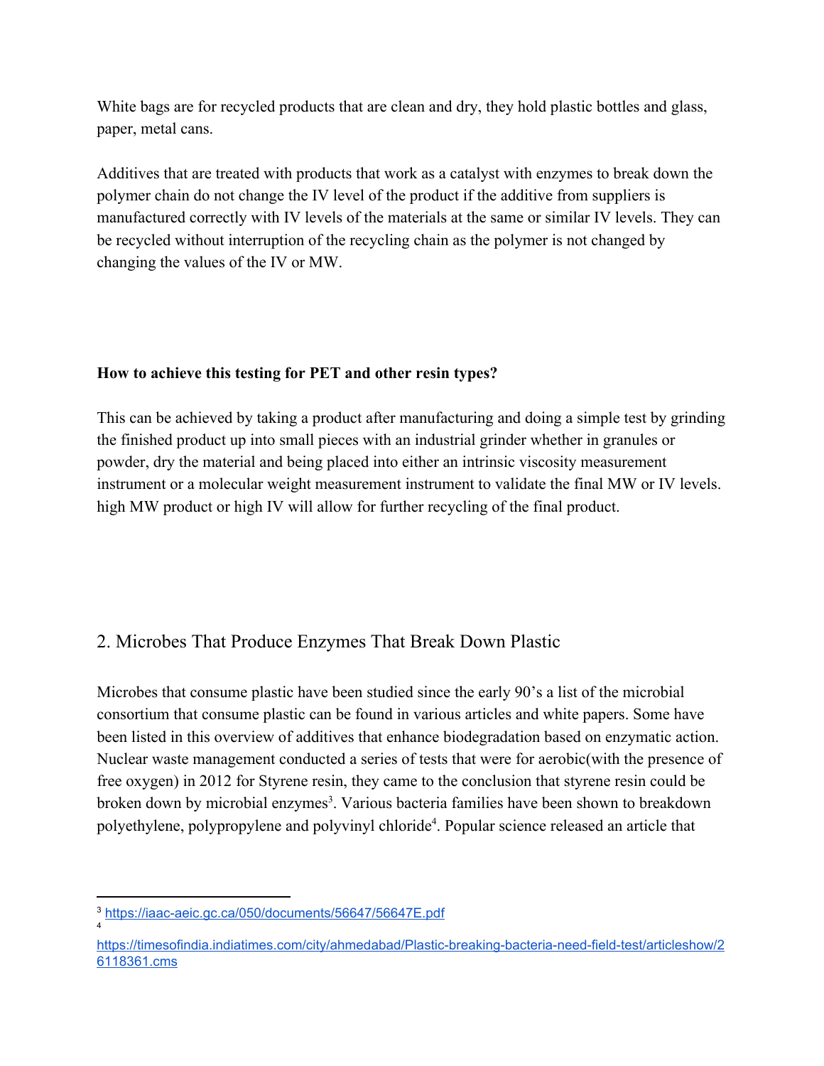White bags are for recycled products that are clean and dry, they hold plastic bottles and glass, paper, metal cans.

Additives that are treated with products that work as a catalyst with enzymes to break down the polymer chain do not change the IV level of the product if the additive from suppliers is manufactured correctly with IV levels of the materials at the same or similar IV levels. They can be recycled without interruption of the recycling chain as the polymer is not changed by changing the values of the IV or MW.

**How to achieve this testing for PET and other resin types?**

This can be achieved by taking a product after manufacturing and doing a simple test by grinding the finished product up into small pieces with an industrial grinder whether in granules or powder, dry the material and being placed into either an intrinsic viscosity measurement instrument or a molecular weight measurement instrument to validate the final MW or IV levels. high MW product or high IV will allow for further recycling of the final product.

## 2. Microbes That Produce Enzymes That Break Down Plastic

Microbes that consume plastic have been studied since the early 90's a list of the microbial consortium that consume plastic can be found in various articles and white papers. Some have been listed in this overview of additives that enhance biodegradation based on enzymatic action. Nuclear waste management conducted a series of tests that were for aerobic(with the presence of free oxygen) in 2012 for Styrene resin, they came to the conclusion that styrene resin could be broken down by microbial enzymes[3]. Various bacteria families have been shown to breakdown polyethylene, polypropylene and polyvinyl chloride[4]. Popular science released an article that

[3] https://iaac-aeic.gc.ca/050/documents/56647/56647E.pdf

[4] https://timesofindia.indiatimes.com/city/ahmedabad/Plastic-breaking-bacteria-need-field-test/articleshow/26118361.cms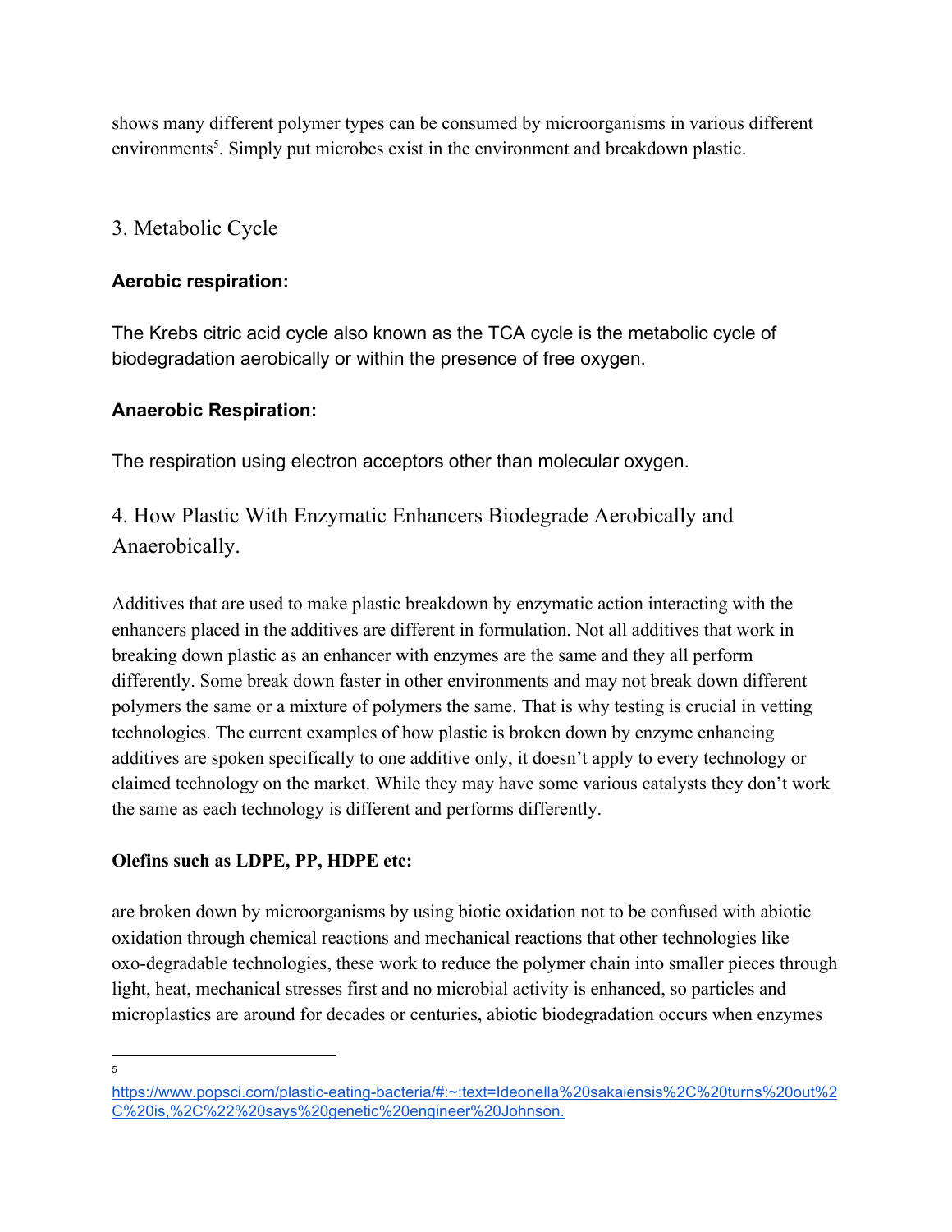shows many different polymer types can be consumed by microorganisms in various different environments[5]. Simply put microbes exist in the environment and breakdown plastic.

## 3. Metabolic Cycle

**Aerobic respiration:**

The Krebs citric acid cycle also known as the TCA cycle is the metabolic cycle of biodegradation aerobically or within the presence of free oxygen.

**Anaerobic Respiration:**

The respiration using electron acceptors other than molecular oxygen.

## 4. How Plastic With Enzymatic Enhancers Biodegrade Aerobically and Anaerobically.

Additives that are used to make plastic breakdown by enzymatic action interacting with the enhancers placed in the additives are different in formulation. Not all additives that work in breaking down plastic as an enhancer with enzymes are the same and they all perform differently. Some break down faster in other environments and may not break down different polymers the same or a mixture of polymers the same. That is why testing is crucial in vetting technologies. The current examples of how plastic is broken down by enzyme enhancing additives are spoken specifically to one additive only, it doesn't apply to every technology or claimed technology on the market. While they may have some various catalysts they don't work the same as each technology is different and performs differently.

**Olefins such as LDPE, PP, HDPE etc:**

are broken down by microorganisms by using biotic oxidation not to be confused with abiotic oxidation through chemical reactions and mechanical reactions that other technologies like oxo-degradable technologies, these work to reduce the polymer chain into smaller pieces through light, heat, mechanical stresses first and no microbial activity is enhanced, so particles and microplastics are around for decades or centuries, abiotic biodegradation occurs when enzymes

---

[5] https://www.popsci.com/plastic-eating-bacteria/#:~:text=Ideonella%20sakaiensis%2C%20turns%20out%2C%20is,%2C%22%20says%20genetic%20engineer%20Johnson.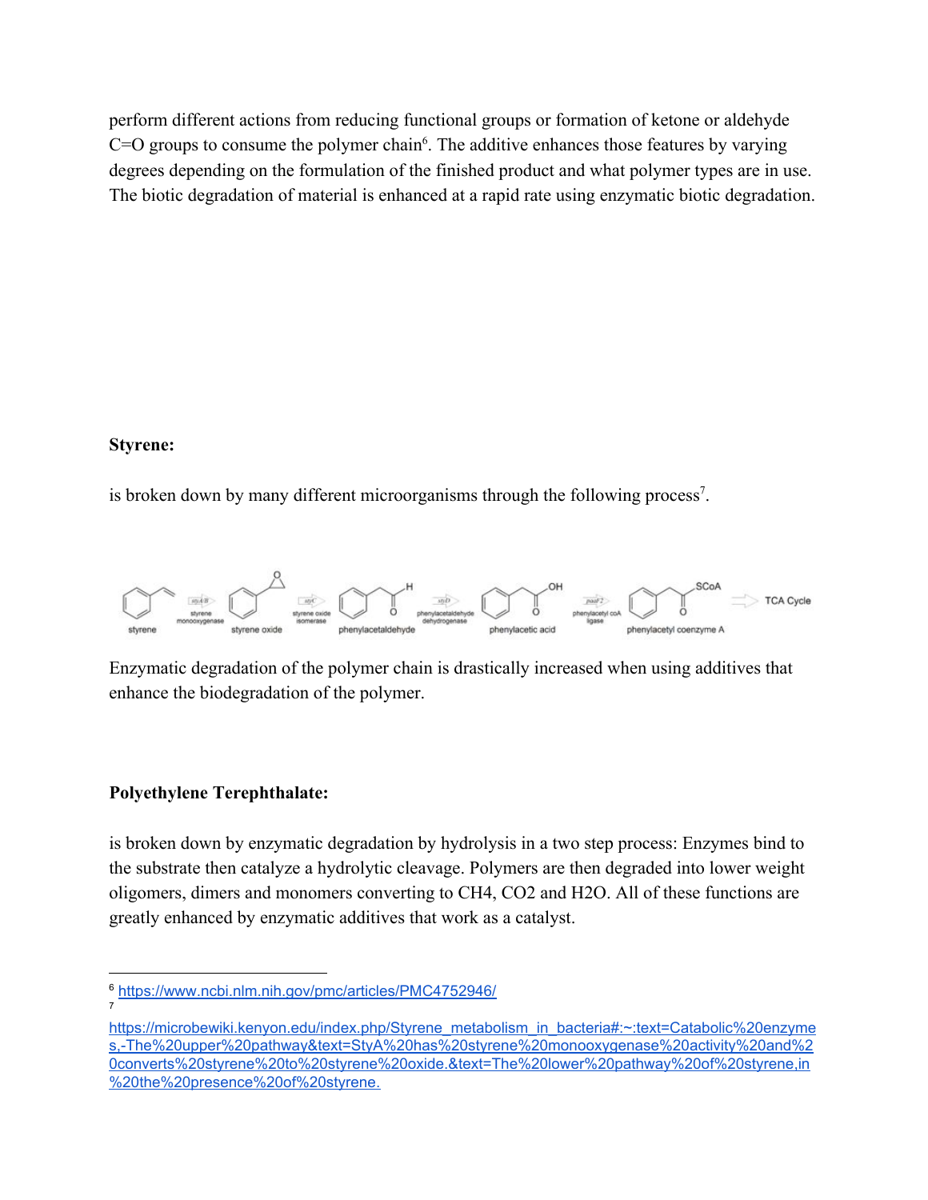perform different actions from reducing functional groups or formation of ketone or aldehyde C=O groups to consume the polymer chain[6]. The additive enhances those features by varying degrees depending on the formulation of the finished product and what polymer types are in use. The biotic degradation of material is enhanced at a rapid rate using enzymatic biotic degradation.

**Styrene:**

is broken down by many different microorganisms through the following process[7].

styrene → (styAB, styrene monooxygenase) → styrene oxide → (styC, styrene oxide isomerase) → phenylacetaldehyde → (styD, phenylacetaldehyde dehydrogenase) → phenylacetic acid → (paaF-2, phenylacetyl coA ligase) → phenylacetyl coenzyme A → TCA Cycle

Enzymatic degradation of the polymer chain is drastically increased when using additives that enhance the biodegradation of the polymer.

**Polyethylene Terephthalate:**

is broken down by enzymatic degradation by hydrolysis in a two step process: Enzymes bind to the substrate then catalyze a hydrolytic cleavage. Polymers are then degraded into lower weight oligomers, dimers and monomers converting to $CH_4$, $CO_2$ and $H_2O$. All of these functions are greatly enhanced by enzymatic additives that work as a catalyst.

---

[6] https://www.ncbi.nlm.nih.gov/pmc/articles/PMC4752946/

[7] https://microbewiki.kenyon.edu/index.php/Styrene_metabolism_in_bacteria#:~:text=Catabolic%20enzymes,-The%20upper%20pathway&text=StyA%20has%20styrene%20monooxygenase%20activity%20and%20converts%20styrene%20to%20styrene%20oxide.&text=The%20lower%20pathway%20of%20styrene,in%20the%20presence%20of%20styrene.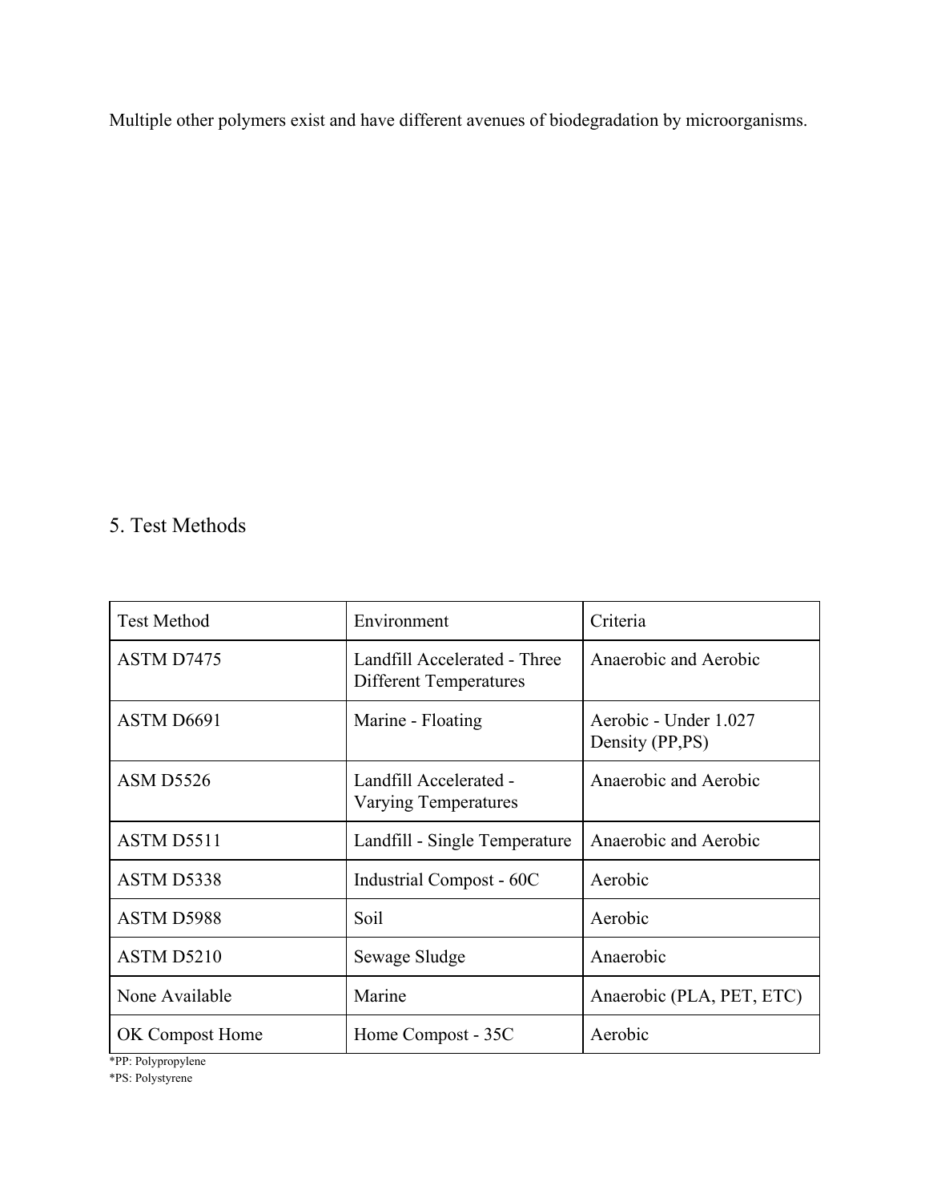Multiple other polymers exist and have different avenues of biodegradation by microorganisms.

## 5. Test Methods

| Test Method | Environment | Criteria |
| --- | --- | --- |
| ASTM D7475 | Landfill Accelerated - Three Different Temperatures | Anaerobic and Aerobic |
| ASTM D6691 | Marine - Floating | Aerobic - Under 1.027 Density (PP,PS) |
| ASM D5526 | Landfill Accelerated - Varying Temperatures | Anaerobic and Aerobic |
| ASTM D5511 | Landfill - Single Temperature | Anaerobic and Aerobic |
| ASTM D5338 | Industrial Compost - 60C | Aerobic |
| ASTM D5988 | Soil | Aerobic |
| ASTM D5210 | Sewage Sludge | Anaerobic |
| None Available | Marine | Anaerobic (PLA, PET, ETC) |
| OK Compost Home | Home Compost - 35C | Aerobic |

*PP: Polypropylene

*PS: Polystyrene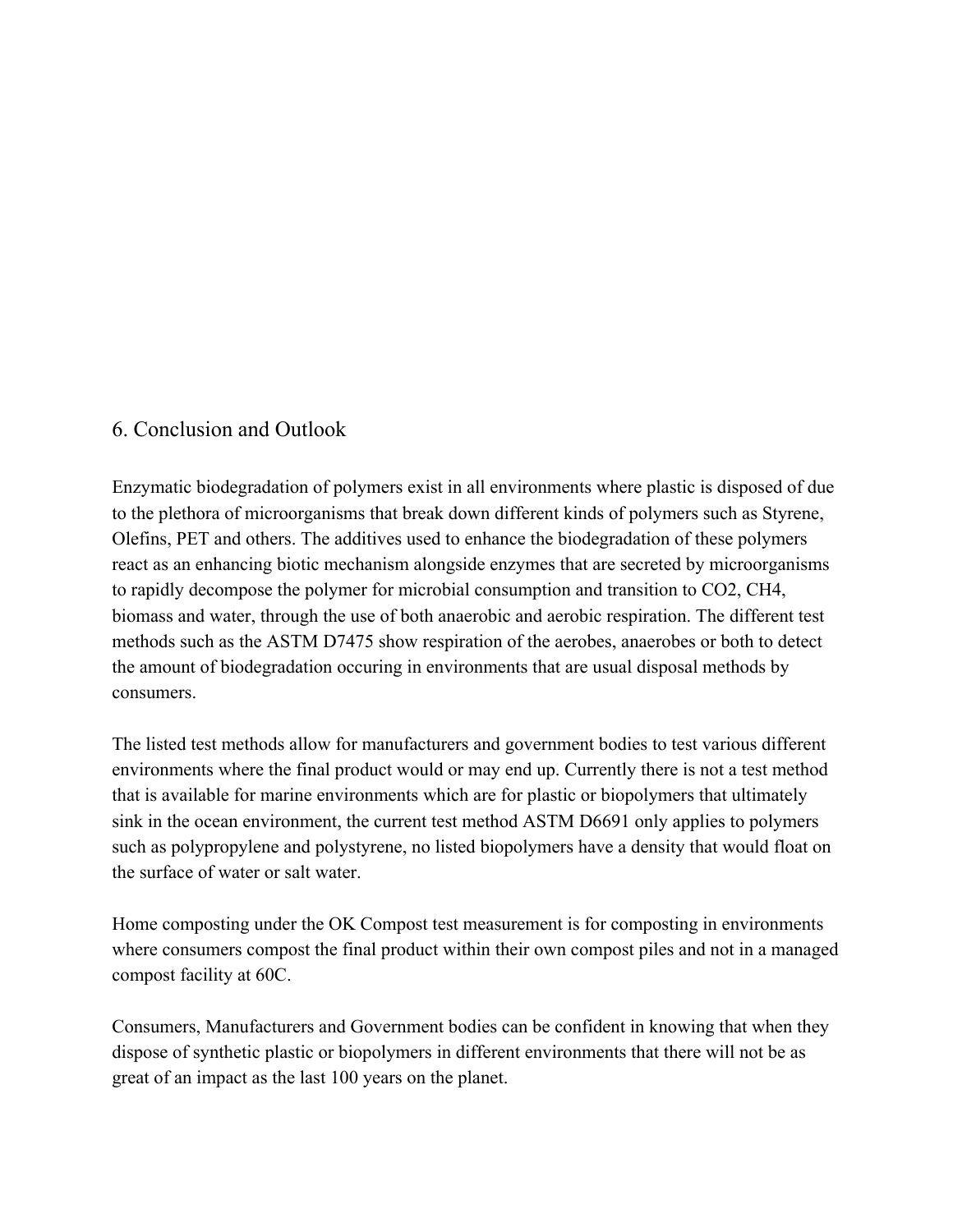## 6. Conclusion and Outlook

Enzymatic biodegradation of polymers exist in all environments where plastic is disposed of due to the plethora of microorganisms that break down different kinds of polymers such as Styrene, Olefins, PET and others. The additives used to enhance the biodegradation of these polymers react as an enhancing biotic mechanism alongside enzymes that are secreted by microorganisms to rapidly decompose the polymer for microbial consumption and transition to $CO_2$, $CH_4$, biomass and water, through the use of both anaerobic and aerobic respiration. The different test methods such as the ASTM D7475 show respiration of the aerobes, anaerobes or both to detect the amount of biodegradation occuring in environments that are usual disposal methods by consumers.

The listed test methods allow for manufacturers and government bodies to test various different environments where the final product would or may end up. Currently there is not a test method that is available for marine environments which are for plastic or biopolymers that ultimately sink in the ocean environment, the current test method ASTM D6691 only applies to polymers such as polypropylene and polystyrene, no listed biopolymers have a density that would float on the surface of water or salt water.

Home composting under the OK Compost test measurement is for composting in environments where consumers compost the final product within their own compost piles and not in a managed compost facility at 60C.

Consumers, Manufacturers and Government bodies can be confident in knowing that when they dispose of synthetic plastic or biopolymers in different environments that there will not be as great of an impact as the last 100 years on the planet.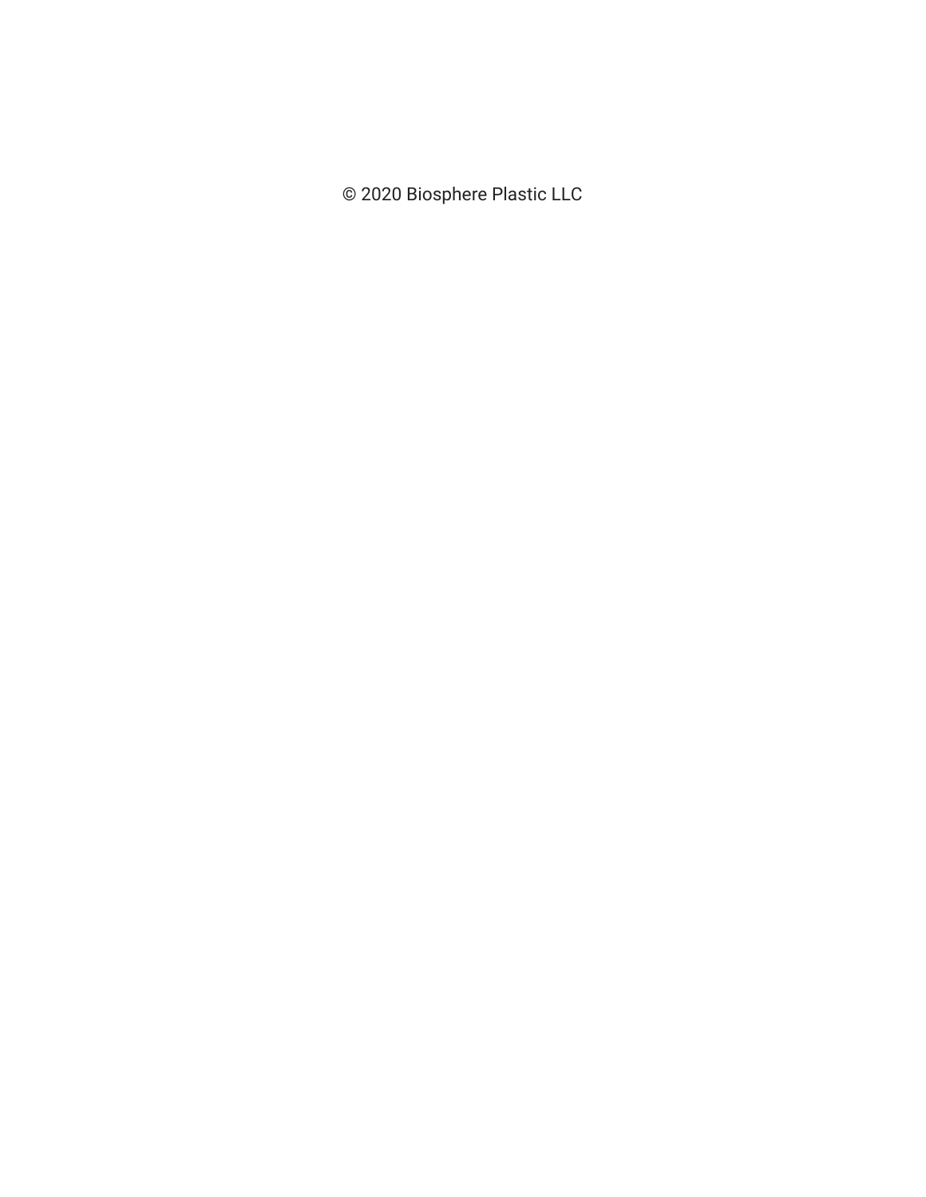© 2020 Biosphere Plastic LLC